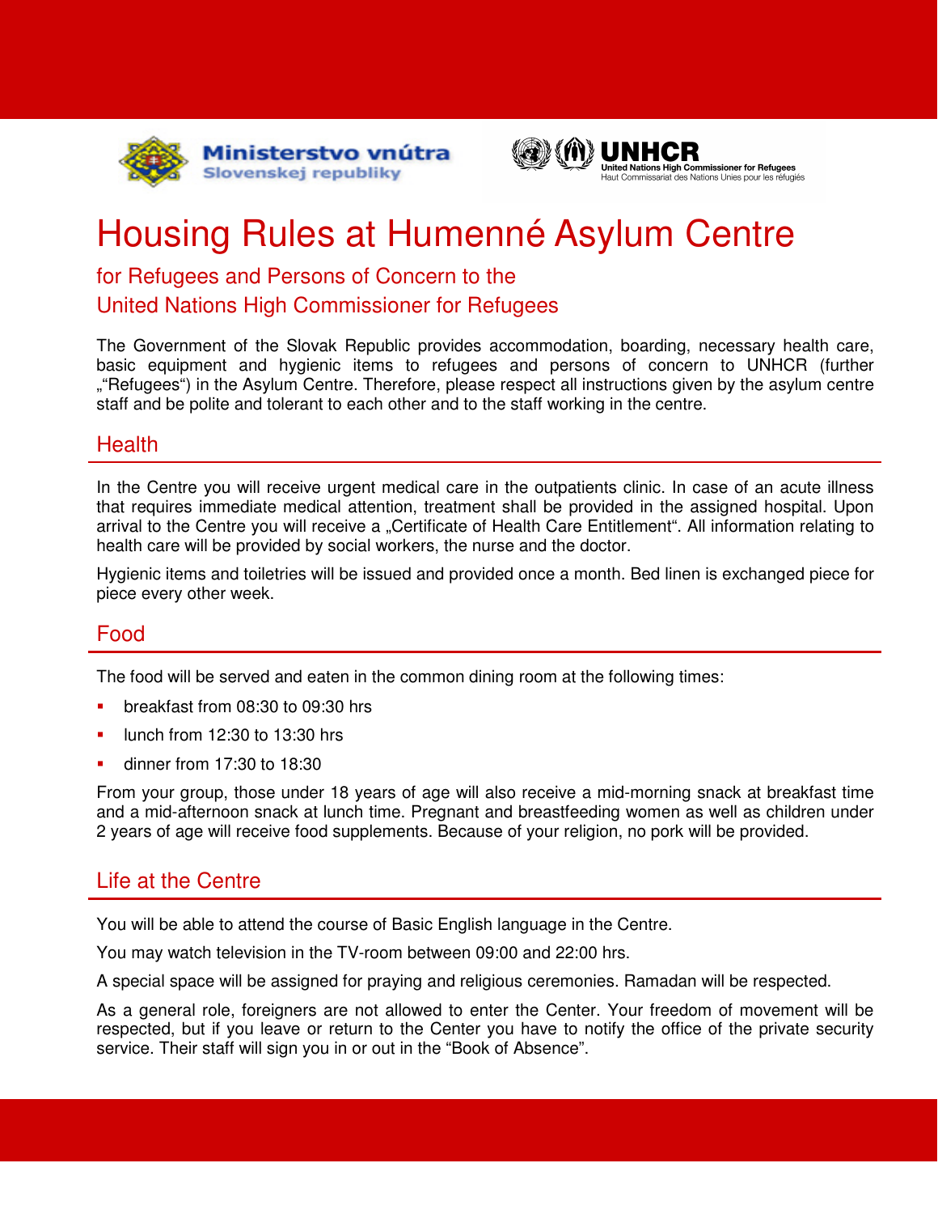Ministerstvo vnútra Slovenskej republiky

UNHCR
United Nations High Commissioner for Refugees
Haut Commissariat des Nations Unies pour les réfugiés

# Housing Rules at Humenné Asylum Centre

## for Refugees and Persons of Concern to the United Nations High Commissioner for Refugees

The Government of the Slovak Republic provides accommodation, boarding, necessary health care, basic equipment and hygienic items to refugees and persons of concern to UNHCR (further „Refugees“) in the Asylum Centre. Therefore, please respect all instructions given by the asylum centre staff and be polite and tolerant to each other and to the staff working in the centre.

## Health

In the Centre you will receive urgent medical care in the outpatients clinic. In case of an acute illness that requires immediate medical attention, treatment shall be provided in the assigned hospital. Upon arrival to the Centre you will receive a „Certificate of Health Care Entitlement“. All information relating to health care will be provided by social workers, the nurse and the doctor.

Hygienic items and toiletries will be issued and provided once a month. Bed linen is exchanged piece for piece every other week.

## Food

The food will be served and eaten in the common dining room at the following times:

- breakfast from 08:30 to 09:30 hrs
- lunch from 12:30 to 13:30 hrs
- dinner from 17:30 to 18:30

From your group, those under 18 years of age will also receive a mid-morning snack at breakfast time and a mid-afternoon snack at lunch time. Pregnant and breastfeeding women as well as children under 2 years of age will receive food supplements. Because of your religion, no pork will be provided.

## Life at the Centre

You will be able to attend the course of Basic English language in the Centre.

You may watch television in the TV-room between 09:00 and 22:00 hrs.

A special space will be assigned for praying and religious ceremonies. Ramadan will be respected.

As a general role, foreigners are not allowed to enter the Center. Your freedom of movement will be respected, but if you leave or return to the Center you have to notify the office of the private security service. Their staff will sign you in or out in the “Book of Absence”.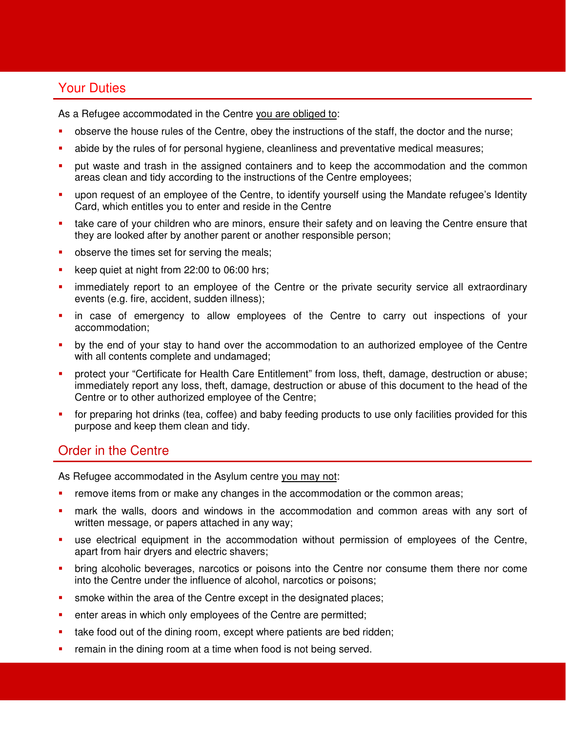## Your Duties

As a Refugee accommodated in the Centre <u>you are obliged to</u>:

- observe the house rules of the Centre, obey the instructions of the staff, the doctor and the nurse;
- abide by the rules of for personal hygiene, cleanliness and preventative medical measures;
- put waste and trash in the assigned containers and to keep the accommodation and the common areas clean and tidy according to the instructions of the Centre employees;
- upon request of an employee of the Centre, to identify yourself using the Mandate refugee's Identity Card, which entitles you to enter and reside in the Centre
- take care of your children who are minors, ensure their safety and on leaving the Centre ensure that they are looked after by another parent or another responsible person;
- observe the times set for serving the meals;
- keep quiet at night from 22:00 to 06:00 hrs;
- immediately report to an employee of the Centre or the private security service all extraordinary events (e.g. fire, accident, sudden illness);
- in case of emergency to allow employees of the Centre to carry out inspections of your accommodation;
- by the end of your stay to hand over the accommodation to an authorized employee of the Centre with all contents complete and undamaged;
- protect your "Certificate for Health Care Entitlement" from loss, theft, damage, destruction or abuse; immediately report any loss, theft, damage, destruction or abuse of this document to the head of the Centre or to other authorized employee of the Centre;
- for preparing hot drinks (tea, coffee) and baby feeding products to use only facilities provided for this purpose and keep them clean and tidy.

## Order in the Centre

As Refugee accommodated in the Asylum centre <u>you may not</u>:

- remove items from or make any changes in the accommodation or the common areas;
- mark the walls, doors and windows in the accommodation and common areas with any sort of written message, or papers attached in any way;
- use electrical equipment in the accommodation without permission of employees of the Centre, apart from hair dryers and electric shavers;
- bring alcoholic beverages, narcotics or poisons into the Centre nor consume them there nor come into the Centre under the influence of alcohol, narcotics or poisons;
- smoke within the area of the Centre except in the designated places;
- enter areas in which only employees of the Centre are permitted;
- take food out of the dining room, except where patients are bed ridden;
- remain in the dining room at a time when food is not being served.